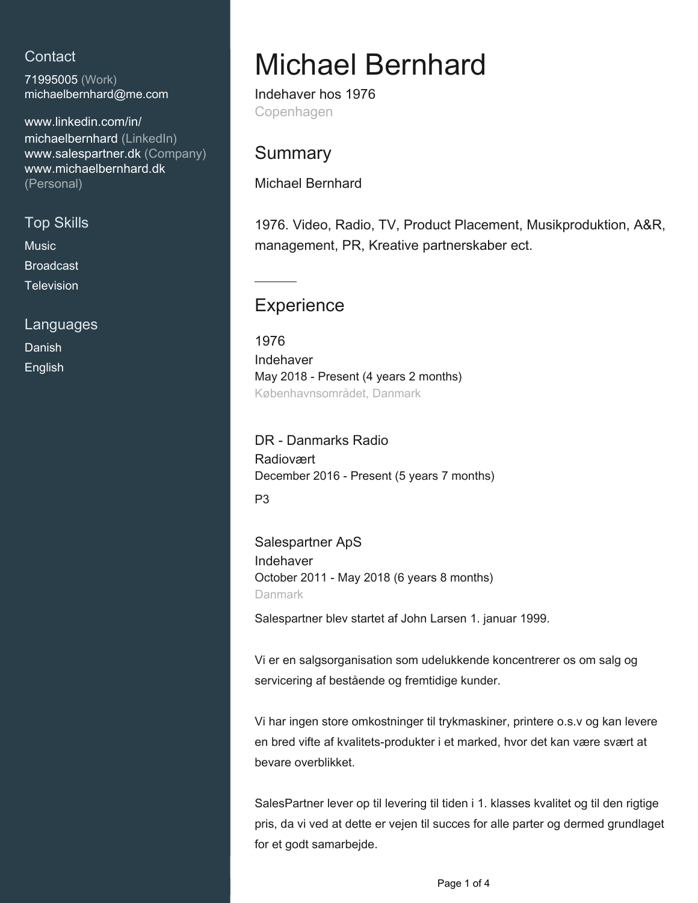## Contact

71995005 (Work)
michaelbernhard@me.com

www.linkedin.com/in/michaelbernhard (LinkedIn)
www.salespartner.dk (Company)
www.michaelbernhard.dk (Personal)

## Top Skills

Music
Broadcast
Television

## Languages

Danish
English

# Michael Bernhard

Indehaver hos 1976
Copenhagen

## Summary

Michael Bernhard

1976. Video, Radio, TV, Product Placement, Musikproduktion, A&R, management, PR, Kreative partnerskaber ect.

## Experience

### 1976

Indehaver
May 2018 - Present (4 years 2 months)
Københavnsområdet, Danmark

### DR - Danmarks Radio

Radiovært
December 2016 - Present (5 years 7 months)

P3

### Salespartner ApS

Indehaver
October 2011 - May 2018 (6 years 8 months)
Danmark

Salespartner blev startet af John Larsen 1. januar 1999.

Vi er en salgsorganisation som udelukkende koncentrerer os om salg og servicering af bestående og fremtidige kunder.

Vi har ingen store omkostninger til trykmaskiner, printere o.s.v og kan levere en bred vifte af kvalitets-produkter i et marked, hvor det kan være svært at bevare overblikket.

SalesPartner lever op til levering til tiden i 1. klasses kvalitet og til den rigtige pris, da vi ved at dette er vejen til succes for alle parter og dermed grundlaget for et godt samarbejde.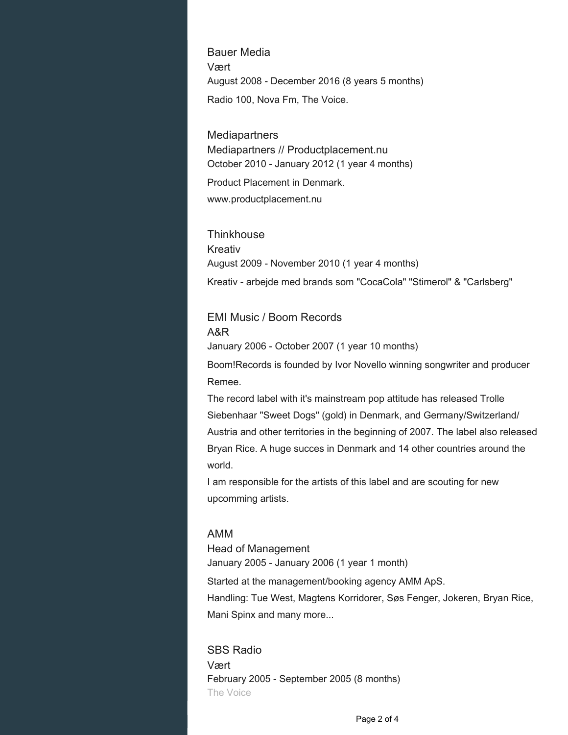### Bauer Media

Vært

August 2008 - December 2016 (8 years 5 months)

Radio 100, Nova Fm, The Voice.

### Mediapartners

Mediapartners // Productplacement.nu

October 2010 - January 2012 (1 year 4 months)

Product Placement in Denmark.

www.productplacement.nu

### Thinkhouse

Kreativ

August 2009 - November 2010 (1 year 4 months)

Kreativ - arbejde med brands som "CocaCola" "Stimerol" & "Carlsberg"

### EMI Music / Boom Records

A&R

January 2006 - October 2007 (1 year 10 months)

Boom!Records is founded by Ivor Novello winning songwriter and producer Remee.

The record label with it's mainstream pop attitude has released Trolle Siebenhaar "Sweet Dogs" (gold) in Denmark, and Germany/Switzerland/Austria and other territories in the beginning of 2007. The label also released Bryan Rice. A huge succes in Denmark and 14 other countries around the world.

I am responsible for the artists of this label and are scouting for new upcomming artists.

### AMM

Head of Management

January 2005 - January 2006 (1 year 1 month)

Started at the management/booking agency AMM ApS.

Handling: Tue West, Magtens Korridorer, Søs Fenger, Jokeren, Bryan Rice, Mani Spinx and many more...

### SBS Radio

Vært

February 2005 - September 2005 (8 months)

The Voice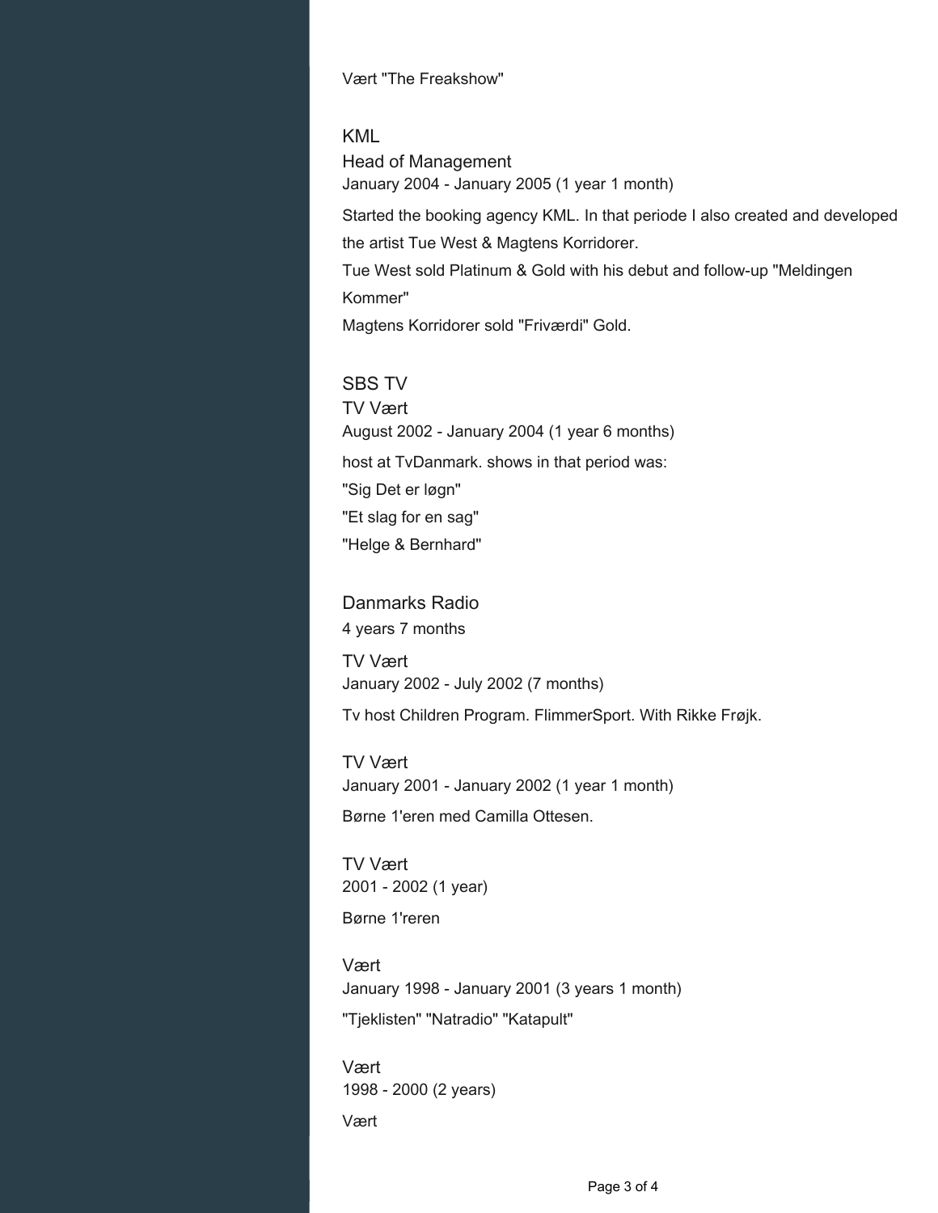Vært "The Freakshow"

## KML

### Head of Management

January 2004 - January 2005 (1 year 1 month)

Started the booking agency KML. In that periode I also created and developed the artist Tue West & Magtens Korridorer.
Tue West sold Platinum & Gold with his debut and follow-up "Meldingen Kommer"
Magtens Korridorer sold "Friværdi" Gold.

## SBS TV

### TV Vært

August 2002 - January 2004 (1 year 6 months)

host at TvDanmark. shows in that period was:
"Sig Det er løgn"
"Et slag for en sag"
"Helge & Bernhard"

## Danmarks Radio

4 years 7 months

### TV Vært

January 2002 - July 2002 (7 months)

Tv host Children Program. FlimmerSport. With Rikke Frøjk.

### TV Vært

January 2001 - January 2002 (1 year 1 month)

Børne 1'eren med Camilla Ottesen.

### TV Vært

2001 - 2002 (1 year)

Børne 1'reren

### Vært

January 1998 - January 2001 (3 years 1 month)

"Tjeklisten" "Natradio" "Katapult"

### Vært

1998 - 2000 (2 years)

Vært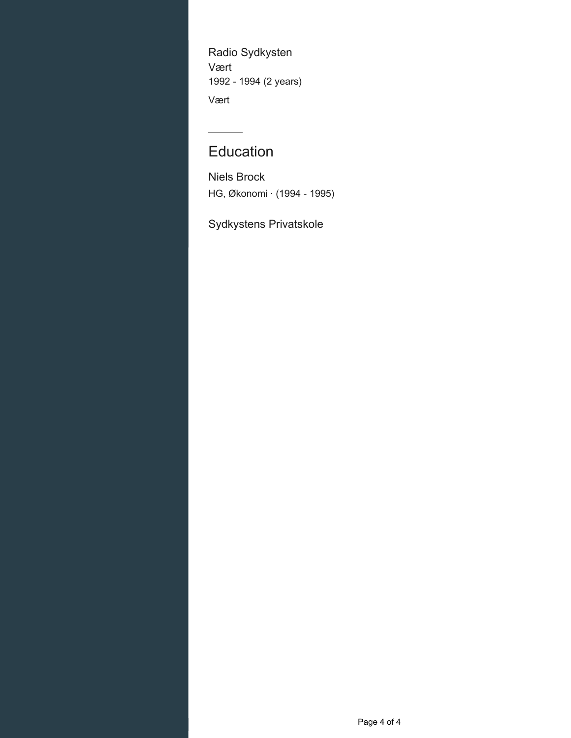Radio Sydkysten
Vært
1992 - 1994 (2 years)

Vært

## Education

### Niels Brock
HG, Økonomi · (1994 - 1995)

### Sydkystens Privatskole